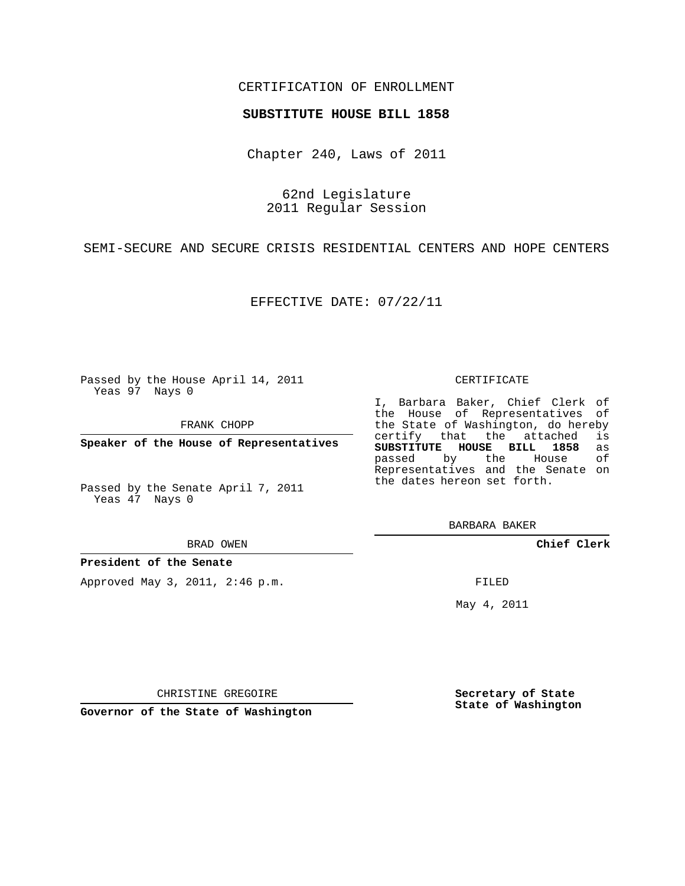CERTIFICATION OF ENROLLMENT

**SUBSTITUTE HOUSE BILL 1858**

Chapter 240, Laws of 2011

62nd Legislature
2011 Regular Session

SEMI-SECURE AND SECURE CRISIS RESIDENTIAL CENTERS AND HOPE CENTERS

EFFECTIVE DATE: 07/22/11

Passed by the House April 14, 2011
Yeas 97 Nays 0

FRANK CHOPP

**Speaker of the House of Representatives**

Passed by the Senate April 7, 2011
Yeas 47 Nays 0

BRAD OWEN

**President of the Senate**

Approved May 3, 2011, 2:46 p.m.

CHRISTINE GREGOIRE

**Governor of the State of Washington**

CERTIFICATE

I, Barbara Baker, Chief Clerk of the House of Representatives of the State of Washington, do hereby certify that the attached is **SUBSTITUTE HOUSE BILL 1858** as passed by the House of Representatives and the Senate on the dates hereon set forth.

BARBARA BAKER

**Chief Clerk**

FILED

May 4, 2011

**Secretary of State**
**State of Washington**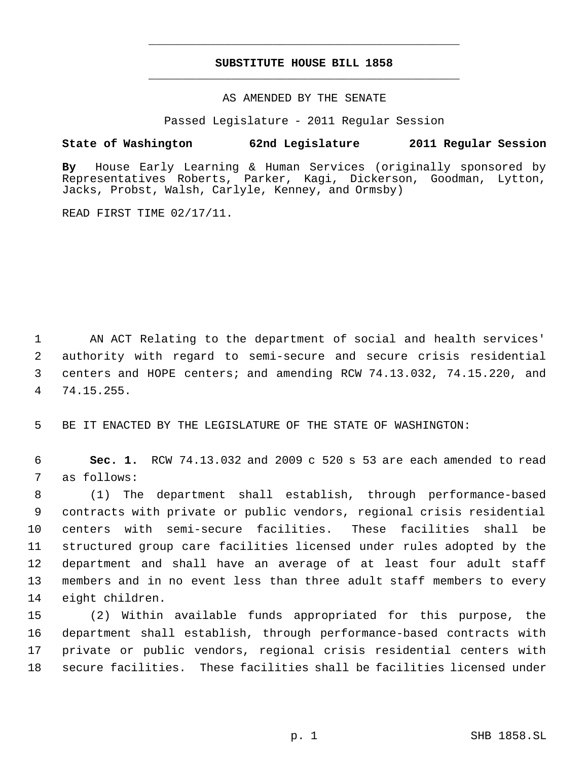**SUBSTITUTE HOUSE BILL 1858**

AS AMENDED BY THE SENATE

Passed Legislature - 2011 Regular Session

**State of Washington 62nd Legislature 2011 Regular Session**

**By** House Early Learning & Human Services (originally sponsored by Representatives Roberts, Parker, Kagi, Dickerson, Goodman, Lytton, Jacks, Probst, Walsh, Carlyle, Kenney, and Ormsby)

READ FIRST TIME 02/17/11.

1 AN ACT Relating to the department of social and health services' 2 authority with regard to semi-secure and secure crisis residential 3 centers and HOPE centers; and amending RCW 74.13.032, 74.15.220, and 4 74.15.255.

5 BE IT ENACTED BY THE LEGISLATURE OF THE STATE OF WASHINGTON:

6 **Sec. 1.** RCW 74.13.032 and 2009 c 520 s 53 are each amended to read 7 as follows:

8 (1) The department shall establish, through performance-based 9 contracts with private or public vendors, regional crisis residential 10 centers with semi-secure facilities. These facilities shall be 11 structured group care facilities licensed under rules adopted by the 12 department and shall have an average of at least four adult staff 13 members and in no event less than three adult staff members to every 14 eight children.

15 (2) Within available funds appropriated for this purpose, the 16 department shall establish, through performance-based contracts with 17 private or public vendors, regional crisis residential centers with 18 secure facilities. These facilities shall be facilities licensed under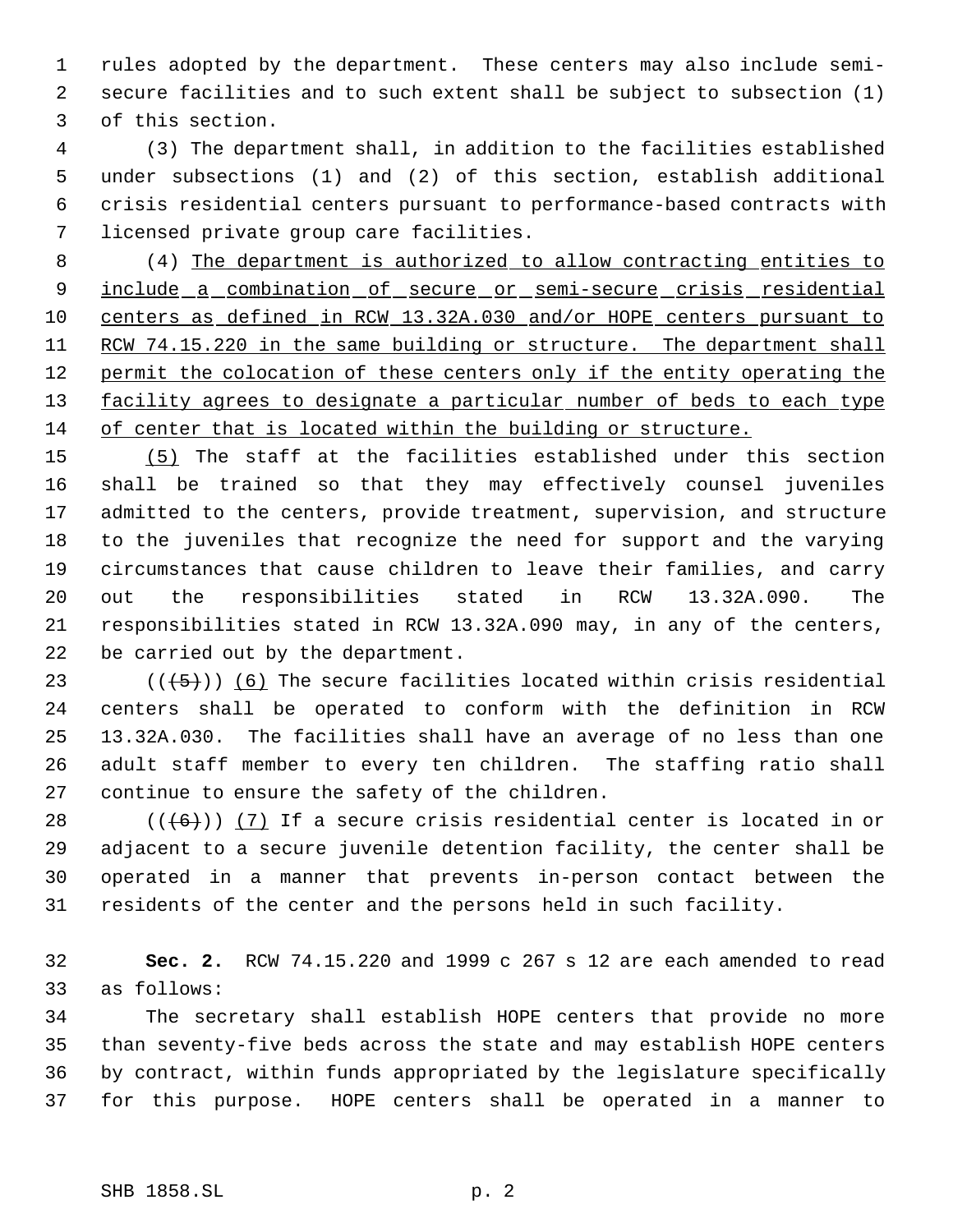rules adopted by the department. These centers may also include semi-secure facilities and to such extent shall be subject to subsection (1) of this section.

(3) The department shall, in addition to the facilities established under subsections (1) and (2) of this section, establish additional crisis residential centers pursuant to performance-based contracts with licensed private group care facilities.

(4) The department is authorized to allow contracting entities to include a combination of secure or semi-secure crisis residential centers as defined in RCW 13.32A.030 and/or HOPE centers pursuant to RCW 74.15.220 in the same building or structure. The department shall permit the colocation of these centers only if the entity operating the facility agrees to designate a particular number of beds to each type of center that is located within the building or structure.

(5) The staff at the facilities established under this section shall be trained so that they may effectively counsel juveniles admitted to the centers, provide treatment, supervision, and structure to the juveniles that recognize the need for support and the varying circumstances that cause children to leave their families, and carry out the responsibilities stated in RCW 13.32A.090. The responsibilities stated in RCW 13.32A.090 may, in any of the centers, be carried out by the department.

(((5))) (6) The secure facilities located within crisis residential centers shall be operated to conform with the definition in RCW 13.32A.030. The facilities shall have an average of no less than one adult staff member to every ten children. The staffing ratio shall continue to ensure the safety of the children.

(((6))) (7) If a secure crisis residential center is located in or adjacent to a secure juvenile detention facility, the center shall be operated in a manner that prevents in-person contact between the residents of the center and the persons held in such facility.

**Sec. 2.** RCW 74.15.220 and 1999 c 267 s 12 are each amended to read as follows:

The secretary shall establish HOPE centers that provide no more than seventy-five beds across the state and may establish HOPE centers by contract, within funds appropriated by the legislature specifically for this purpose. HOPE centers shall be operated in a manner to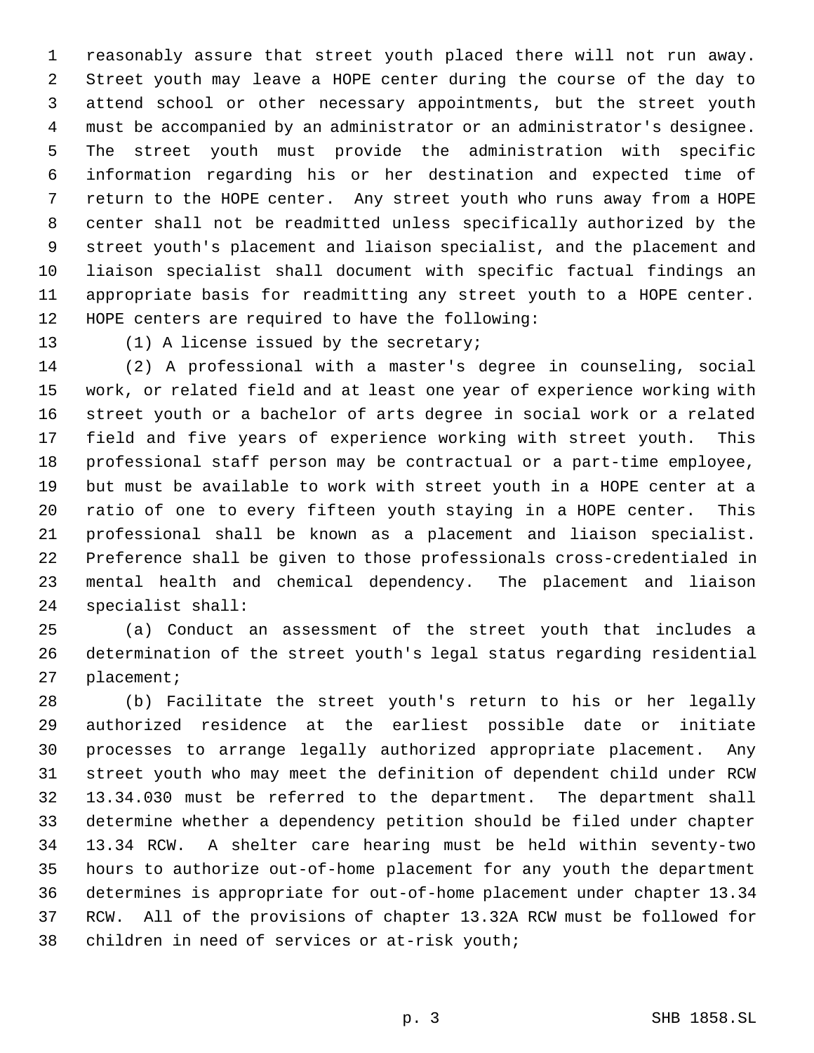reasonably assure that street youth placed there will not run away. Street youth may leave a HOPE center during the course of the day to attend school or other necessary appointments, but the street youth must be accompanied by an administrator or an administrator's designee. The street youth must provide the administration with specific information regarding his or her destination and expected time of return to the HOPE center. Any street youth who runs away from a HOPE center shall not be readmitted unless specifically authorized by the street youth's placement and liaison specialist, and the placement and liaison specialist shall document with specific factual findings an appropriate basis for readmitting any street youth to a HOPE center. HOPE centers are required to have the following:

(1) A license issued by the secretary;

(2) A professional with a master's degree in counseling, social work, or related field and at least one year of experience working with street youth or a bachelor of arts degree in social work or a related field and five years of experience working with street youth. This professional staff person may be contractual or a part-time employee, but must be available to work with street youth in a HOPE center at a ratio of one to every fifteen youth staying in a HOPE center. This professional shall be known as a placement and liaison specialist. Preference shall be given to those professionals cross-credentialed in mental health and chemical dependency. The placement and liaison specialist shall:

(a) Conduct an assessment of the street youth that includes a determination of the street youth's legal status regarding residential placement;

(b) Facilitate the street youth's return to his or her legally authorized residence at the earliest possible date or initiate processes to arrange legally authorized appropriate placement. Any street youth who may meet the definition of dependent child under RCW 13.34.030 must be referred to the department. The department shall determine whether a dependency petition should be filed under chapter 13.34 RCW. A shelter care hearing must be held within seventy-two hours to authorize out-of-home placement for any youth the department determines is appropriate for out-of-home placement under chapter 13.34 RCW. All of the provisions of chapter 13.32A RCW must be followed for children in need of services or at-risk youth;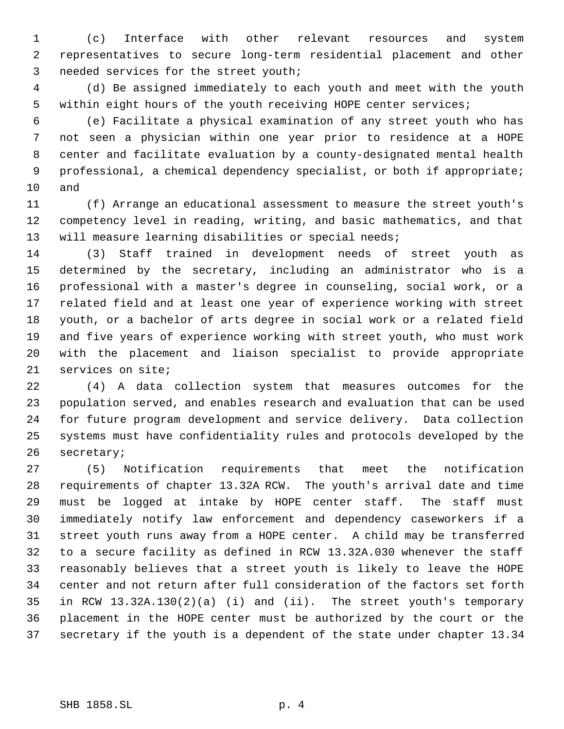(c) Interface with other relevant resources and system representatives to secure long-term residential placement and other needed services for the street youth;

(d) Be assigned immediately to each youth and meet with the youth within eight hours of the youth receiving HOPE center services;

(e) Facilitate a physical examination of any street youth who has not seen a physician within one year prior to residence at a HOPE center and facilitate evaluation by a county-designated mental health professional, a chemical dependency specialist, or both if appropriate; and

(f) Arrange an educational assessment to measure the street youth's competency level in reading, writing, and basic mathematics, and that will measure learning disabilities or special needs;

(3) Staff trained in development needs of street youth as determined by the secretary, including an administrator who is a professional with a master's degree in counseling, social work, or a related field and at least one year of experience working with street youth, or a bachelor of arts degree in social work or a related field and five years of experience working with street youth, who must work with the placement and liaison specialist to provide appropriate services on site;

(4) A data collection system that measures outcomes for the population served, and enables research and evaluation that can be used for future program development and service delivery. Data collection systems must have confidentiality rules and protocols developed by the secretary;

(5) Notification requirements that meet the notification requirements of chapter 13.32A RCW. The youth's arrival date and time must be logged at intake by HOPE center staff. The staff must immediately notify law enforcement and dependency caseworkers if a street youth runs away from a HOPE center. A child may be transferred to a secure facility as defined in RCW 13.32A.030 whenever the staff reasonably believes that a street youth is likely to leave the HOPE center and not return after full consideration of the factors set forth in RCW 13.32A.130(2)(a) (i) and (ii). The street youth's temporary placement in the HOPE center must be authorized by the court or the secretary if the youth is a dependent of the state under chapter 13.34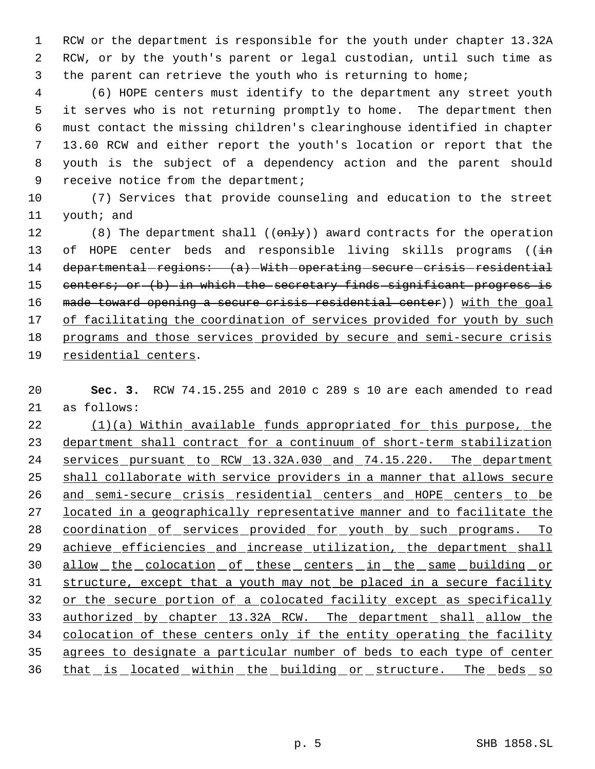RCW or the department is responsible for the youth under chapter 13.32A RCW, or by the youth's parent or legal custodian, until such time as the parent can retrieve the youth who is returning to home;

(6) HOPE centers must identify to the department any street youth it serves who is not returning promptly to home. The department then must contact the missing children's clearinghouse identified in chapter 13.60 RCW and either report the youth's location or report that the youth is the subject of a dependency action and the parent should receive notice from the department;

(7) Services that provide counseling and education to the street youth; and

(8) The department shall ((~~only~~)) award contracts for the operation of HOPE center beds and responsible living skills programs ((~~in departmental regions: (a) With operating secure crisis residential centers; or (b) in which the secretary finds significant progress is made toward opening a secure crisis residential center~~)) <u>with the goal of facilitating the coordination of services provided for youth by such programs and those services provided by secure and semi-secure crisis residential centers</u>.

**Sec. 3.** RCW 74.15.255 and 2010 c 289 s 10 are each amended to read as follows:

<u>(1)(a) Within available funds appropriated for this purpose, the department shall contract for a continuum of short-term stabilization services pursuant to RCW 13.32A.030 and 74.15.220. The department shall collaborate with service providers in a manner that allows secure and semi-secure crisis residential centers and HOPE centers to be located in a geographically representative manner and to facilitate the coordination of services provided for youth by such programs. To achieve efficiencies and increase utilization, the department shall allow the colocation of these centers in the same building or structure, except that a youth may not be placed in a secure facility or the secure portion of a colocated facility except as specifically authorized by chapter 13.32A RCW. The department shall allow the colocation of these centers only if the entity operating the facility agrees to designate a particular number of beds to each type of center that is located within the building or structure. The beds so</u>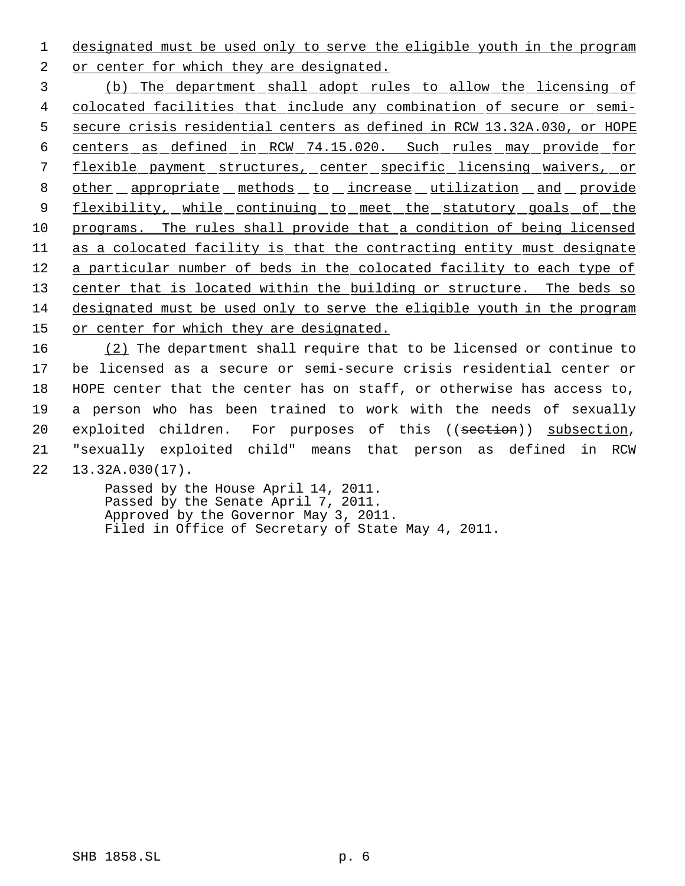designated must be used only to serve the eligible youth in the program or center for which they are designated.

(b) The department shall adopt rules to allow the licensing of colocated facilities that include any combination of secure or semi-secure crisis residential centers as defined in RCW 13.32A.030, or HOPE centers as defined in RCW 74.15.020. Such rules may provide for flexible payment structures, center specific licensing waivers, or other appropriate methods to increase utilization and provide flexibility, while continuing to meet the statutory goals of the programs. The rules shall provide that a condition of being licensed as a colocated facility is that the contracting entity must designate a particular number of beds in the colocated facility to each type of center that is located within the building or structure. The beds so designated must be used only to serve the eligible youth in the program or center for which they are designated.

(2) The department shall require that to be licensed or continue to be licensed as a secure or semi-secure crisis residential center or HOPE center that the center has on staff, or otherwise has access to, a person who has been trained to work with the needs of sexually exploited children. For purposes of this ((~~section~~)) subsection, "sexually exploited child" means that person as defined in RCW 13.32A.030(17).

Passed by the House April 14, 2011.
Passed by the Senate April 7, 2011.
Approved by the Governor May 3, 2011.
Filed in Office of Secretary of State May 4, 2011.